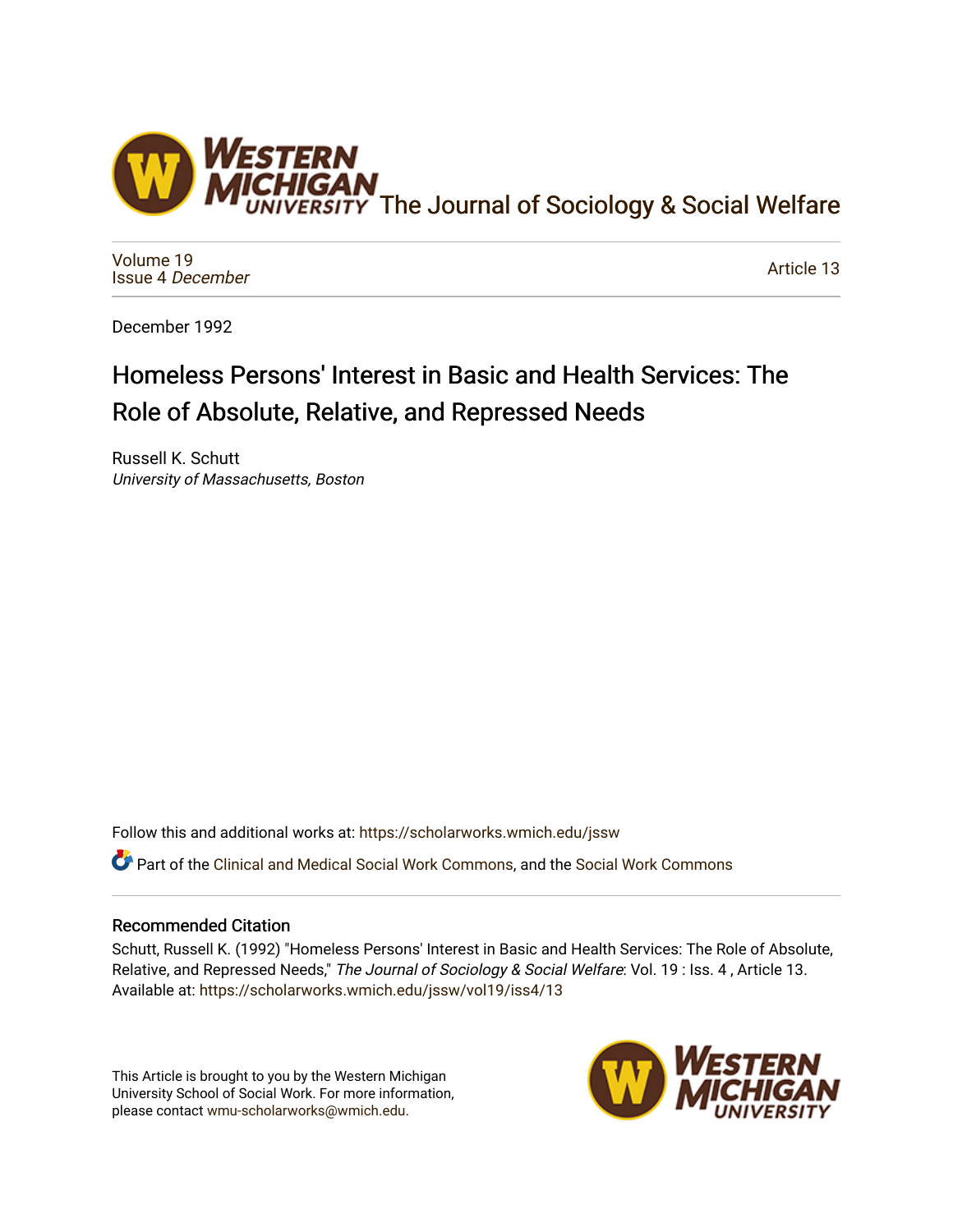The Journal of Sociology & Social Welfare

Volume 19
Issue 4 *December*

Article 13

December 1992

# Homeless Persons' Interest in Basic and Health Services: The Role of Absolute, Relative, and Repressed Needs

Russell K. Schutt
*University of Massachusetts, Boston*

Follow this and additional works at: https://scholarworks.wmich.edu/jssw

Part of the Clinical and Medical Social Work Commons, and the Social Work Commons

## Recommended Citation

Schutt, Russell K. (1992) "Homeless Persons' Interest in Basic and Health Services: The Role of Absolute, Relative, and Repressed Needs," *The Journal of Sociology & Social Welfare*: Vol. 19 : Iss. 4 , Article 13.
Available at: https://scholarworks.wmich.edu/jssw/vol19/iss4/13

This Article is brought to you by the Western Michigan University School of Social Work. For more information, please contact wmu-scholarworks@wmich.edu.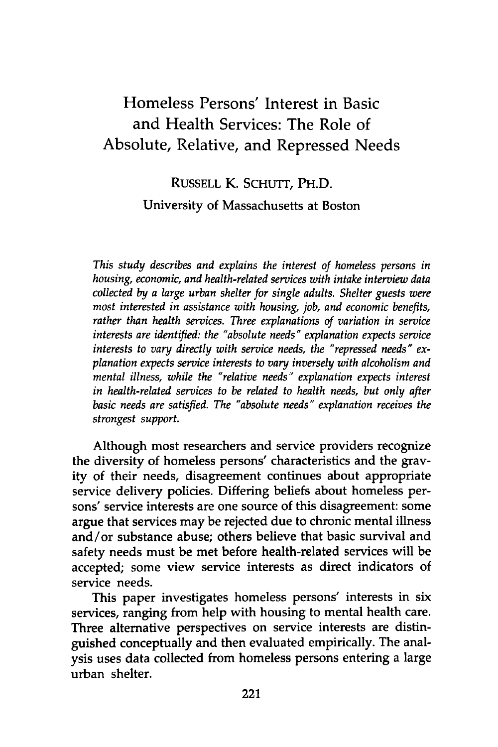# Homeless Persons' Interest in Basic and Health Services: The Role of Absolute, Relative, and Repressed Needs

RUSSELL K. SCHUTT, PH.D.

University of Massachusetts at Boston

*This study describes and explains the interest of homeless persons in housing, economic, and health-related services with intake interview data collected by a large urban shelter for single adults. Shelter guests were most interested in assistance with housing, job, and economic benefits, rather than health services. Three explanations of variation in service interests are identified: the "absolute needs" explanation expects service interests to vary directly with service needs, the "repressed needs" explanation expects service interests to vary inversely with alcoholism and mental illness, while the "relative needs" explanation expects interest in health-related services to be related to health needs, but only after basic needs are satisfied. The "absolute needs" explanation receives the strongest support.*

Although most researchers and service providers recognize the diversity of homeless persons' characteristics and the gravity of their needs, disagreement continues about appropriate service delivery policies. Differing beliefs about homeless persons' service interests are one source of this disagreement: some argue that services may be rejected due to chronic mental illness and/or substance abuse; others believe that basic survival and safety needs must be met before health-related services will be accepted; some view service interests as direct indicators of service needs.

This paper investigates homeless persons' interests in six services, ranging from help with housing to mental health care. Three alternative perspectives on service interests are distinguished conceptually and then evaluated empirically. The analysis uses data collected from homeless persons entering a large urban shelter.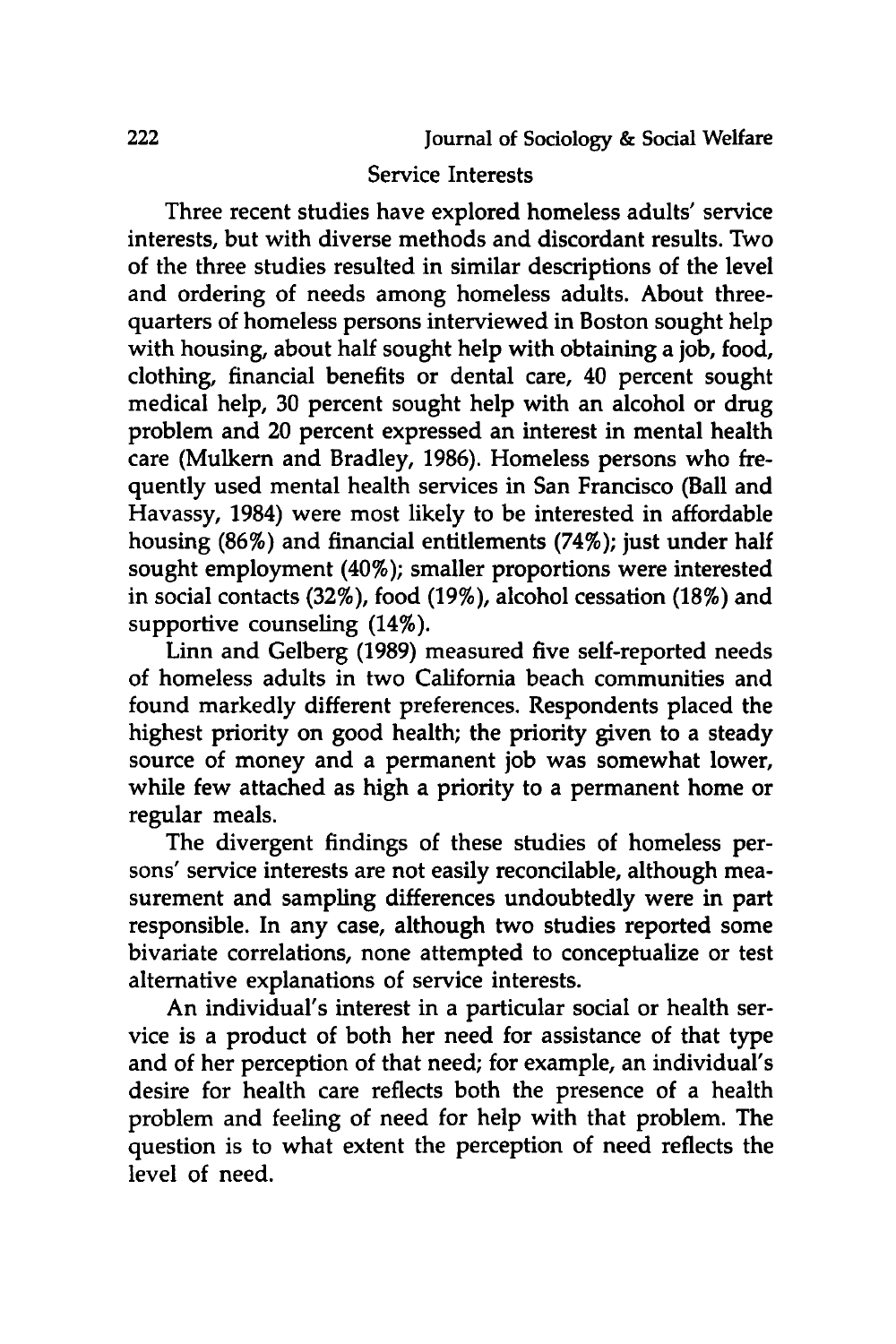## Service Interests

Three recent studies have explored homeless adults' service interests, but with diverse methods and discordant results. Two of the three studies resulted in similar descriptions of the level and ordering of needs among homeless adults. About three-quarters of homeless persons interviewed in Boston sought help with housing, about half sought help with obtaining a job, food, clothing, financial benefits or dental care, 40 percent sought medical help, 30 percent sought help with an alcohol or drug problem and 20 percent expressed an interest in mental health care (Mulkern and Bradley, 1986). Homeless persons who frequently used mental health services in San Francisco (Ball and Havassy, 1984) were most likely to be interested in affordable housing (86%) and financial entitlements (74%); just under half sought employment (40%); smaller proportions were interested in social contacts (32%), food (19%), alcohol cessation (18%) and supportive counseling (14%).

Linn and Gelberg (1989) measured five self-reported needs of homeless adults in two California beach communities and found markedly different preferences. Respondents placed the highest priority on good health; the priority given to a steady source of money and a permanent job was somewhat lower, while few attached as high a priority to a permanent home or regular meals.

The divergent findings of these studies of homeless persons' service interests are not easily reconcilable, although measurement and sampling differences undoubtedly were in part responsible. In any case, although two studies reported some bivariate correlations, none attempted to conceptualize or test alternative explanations of service interests.

An individual's interest in a particular social or health service is a product of both her need for assistance of that type and of her perception of that need; for example, an individual's desire for health care reflects both the presence of a health problem and feeling of need for help with that problem. The question is to what extent the perception of need reflects the level of need.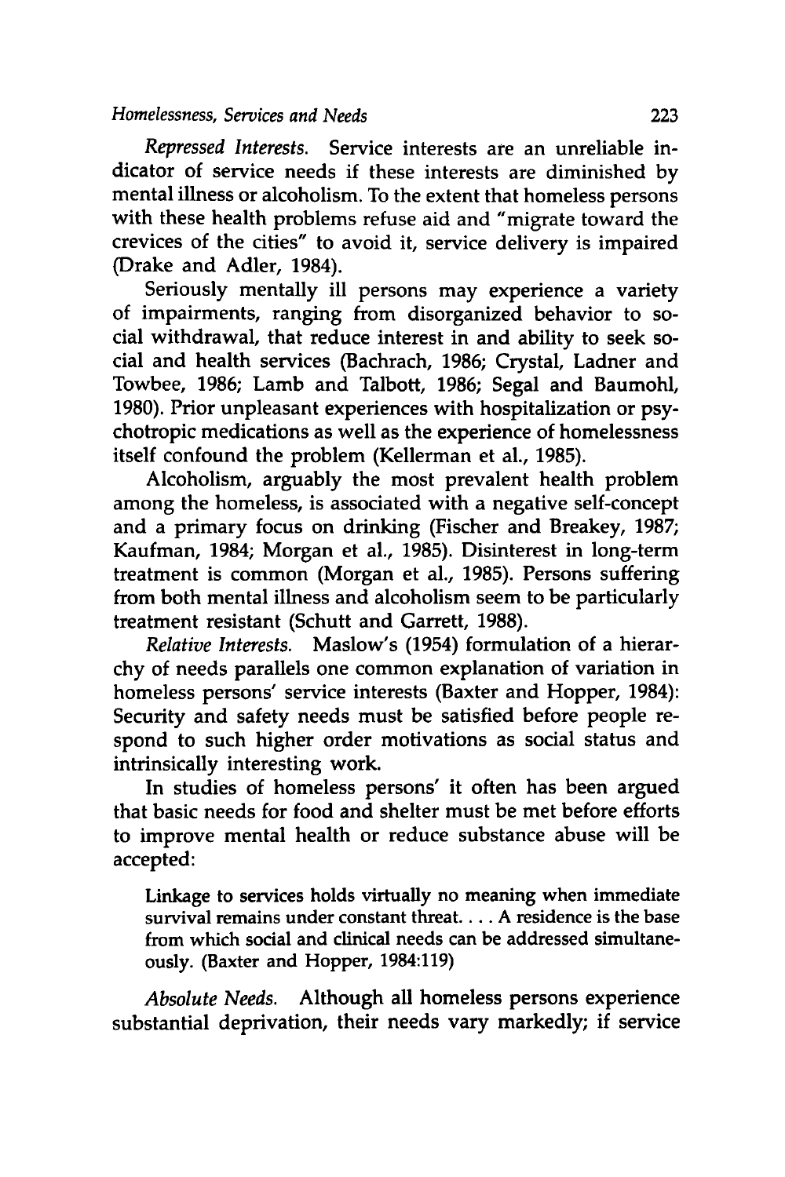*Repressed Interests.* Service interests are an unreliable indicator of service needs if these interests are diminished by mental illness or alcoholism. To the extent that homeless persons with these health problems refuse aid and "migrate toward the crevices of the cities" to avoid it, service delivery is impaired (Drake and Adler, 1984).

Seriously mentally ill persons may experience a variety of impairments, ranging from disorganized behavior to social withdrawal, that reduce interest in and ability to seek social and health services (Bachrach, 1986; Crystal, Ladner and Towbee, 1986; Lamb and Talbott, 1986; Segal and Baumohl, 1980). Prior unpleasant experiences with hospitalization or psychotropic medications as well as the experience of homelessness itself confound the problem (Kellerman et al., 1985).

Alcoholism, arguably the most prevalent health problem among the homeless, is associated with a negative self-concept and a primary focus on drinking (Fischer and Breakey, 1987; Kaufman, 1984; Morgan et al., 1985). Disinterest in long-term treatment is common (Morgan et al., 1985). Persons suffering from both mental illness and alcoholism seem to be particularly treatment resistant (Schutt and Garrett, 1988).

*Relative Interests.* Maslow's (1954) formulation of a hierarchy of needs parallels one common explanation of variation in homeless persons' service interests (Baxter and Hopper, 1984): Security and safety needs must be satisfied before people respond to such higher order motivations as social status and intrinsically interesting work.

In studies of homeless persons' it often has been argued that basic needs for food and shelter must be met before efforts to improve mental health or reduce substance abuse will be accepted:

> Linkage to services holds virtually no meaning when immediate survival remains under constant threat. . . . A residence is the base from which social and clinical needs can be addressed simultaneously. (Baxter and Hopper, 1984:119)

*Absolute Needs.* Although all homeless persons experience substantial deprivation, their needs vary markedly; if service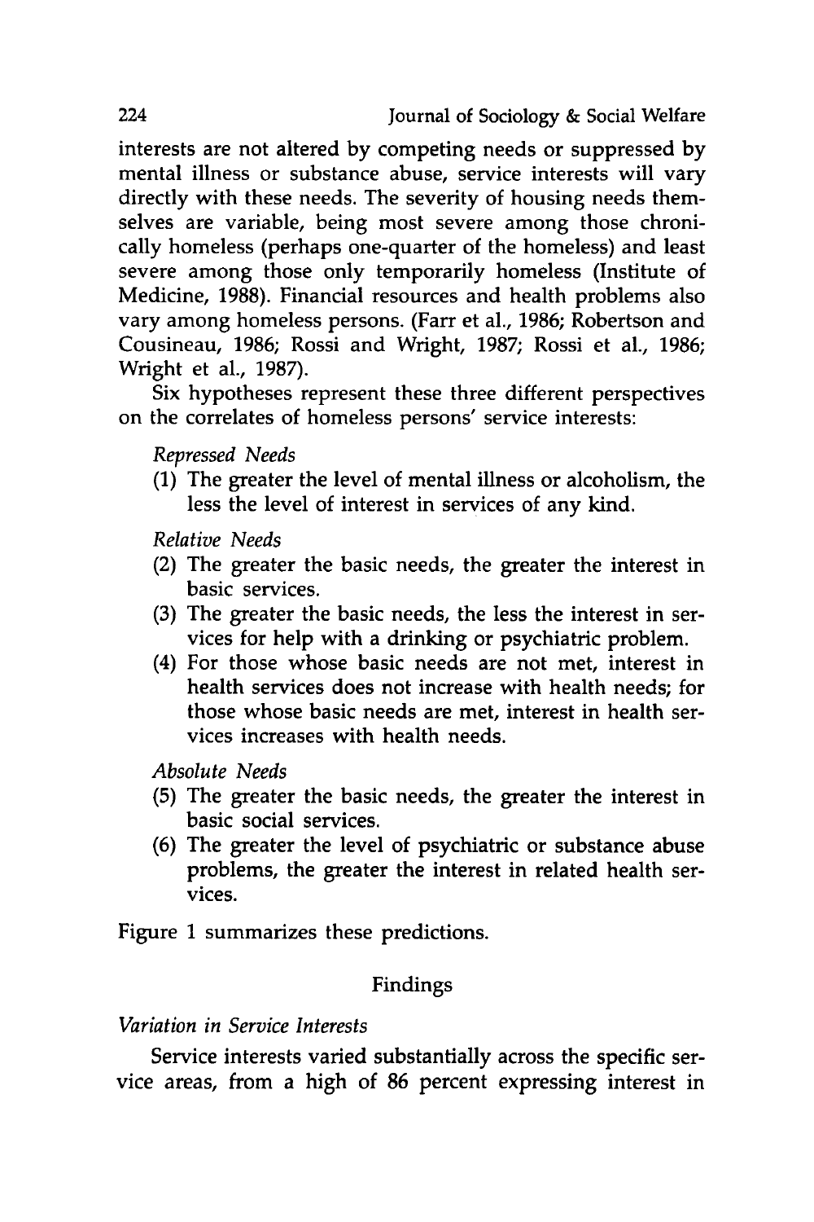interests are not altered by competing needs or suppressed by mental illness or substance abuse, service interests will vary directly with these needs. The severity of housing needs themselves are variable, being most severe among those chronically homeless (perhaps one-quarter of the homeless) and least severe among those only temporarily homeless (Institute of Medicine, 1988). Financial resources and health problems also vary among homeless persons. (Farr et al., 1986; Robertson and Cousineau, 1986; Rossi and Wright, 1987; Rossi et al., 1986; Wright et al., 1987).

Six hypotheses represent these three different perspectives on the correlates of homeless persons' service interests:

*Repressed Needs*

(1) The greater the level of mental illness or alcoholism, the less the level of interest in services of any kind.

*Relative Needs*

(2) The greater the basic needs, the greater the interest in basic services.
(3) The greater the basic needs, the less the interest in services for help with a drinking or psychiatric problem.
(4) For those whose basic needs are not met, interest in health services does not increase with health needs; for those whose basic needs are met, interest in health services increases with health needs.

*Absolute Needs*

(5) The greater the basic needs, the greater the interest in basic social services.
(6) The greater the level of psychiatric or substance abuse problems, the greater the interest in related health services.

Figure 1 summarizes these predictions.

## Findings

### *Variation in Service Interests*

Service interests varied substantially across the specific service areas, from a high of 86 percent expressing interest in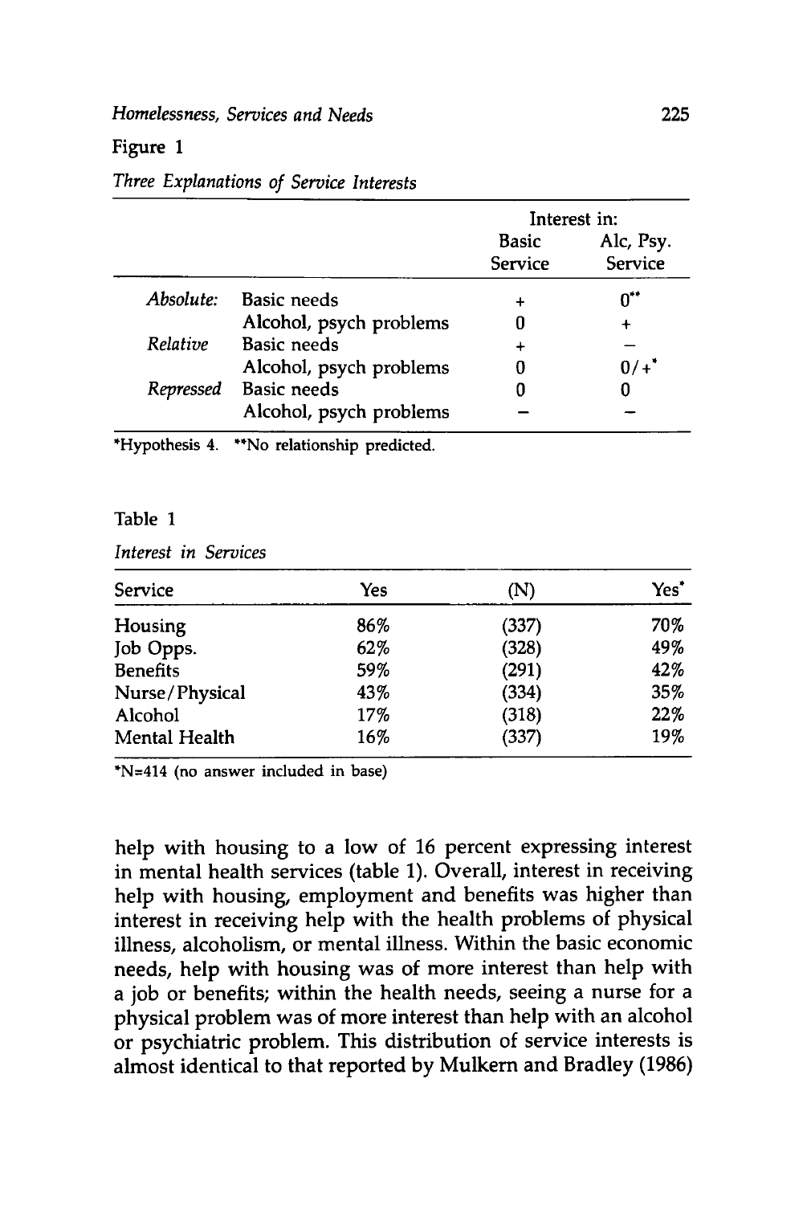Figure 1

*Three Explanations of Service Interests*

| | | Interest in: | |
|---|---|---|---|
| | | Basic Service | Alc, Psy. Service |
| *Absolute:* | Basic needs | + | 0** |
| | Alcohol, psych problems | 0 | + |
| *Relative* | Basic needs | + | − |
| | Alcohol, psych problems | 0 | 0/+* |
| *Repressed* | Basic needs | 0 | 0 |
| | Alcohol, psych problems | − | − |

*Hypothesis 4. **No relationship predicted.

Table 1

*Interest in Services*

| Service | Yes | (N) | Yes* |
|---|---|---|---|
| Housing | 86% | (337) | 70% |
| Job Opps. | 62% | (328) | 49% |
| Benefits | 59% | (291) | 42% |
| Nurse/Physical | 43% | (334) | 35% |
| Alcohol | 17% | (318) | 22% |
| Mental Health | 16% | (337) | 19% |

*N=414 (no answer included in base)

help with housing to a low of 16 percent expressing interest in mental health services (table 1). Overall, interest in receiving help with housing, employment and benefits was higher than interest in receiving help with the health problems of physical illness, alcoholism, or mental illness. Within the basic economic needs, help with housing was of more interest than help with a job or benefits; within the health needs, seeing a nurse for a physical problem was of more interest than help with an alcohol or psychiatric problem. This distribution of service interests is almost identical to that reported by Mulkern and Bradley (1986)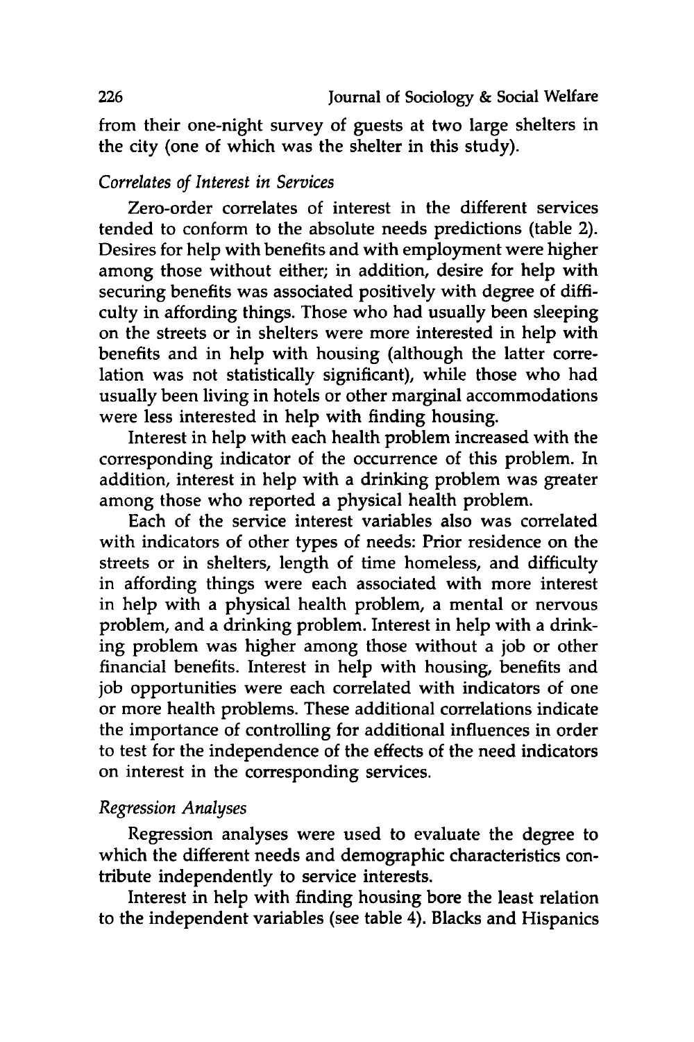from their one-night survey of guests at two large shelters in the city (one of which was the shelter in this study).

### *Correlates of Interest in Services*

Zero-order correlates of interest in the different services tended to conform to the absolute needs predictions (table 2). Desires for help with benefits and with employment were higher among those without either; in addition, desire for help with securing benefits was associated positively with degree of difficulty in affording things. Those who had usually been sleeping on the streets or in shelters were more interested in help with benefits and in help with housing (although the latter correlation was not statistically significant), while those who had usually been living in hotels or other marginal accommodations were less interested in help with finding housing.

Interest in help with each health problem increased with the corresponding indicator of the occurrence of this problem. In addition, interest in help with a drinking problem was greater among those who reported a physical health problem.

Each of the service interest variables also was correlated with indicators of other types of needs: Prior residence on the streets or in shelters, length of time homeless, and difficulty in affording things were each associated with more interest in help with a physical health problem, a mental or nervous problem, and a drinking problem. Interest in help with a drinking problem was higher among those without a job or other financial benefits. Interest in help with housing, benefits and job opportunities were each correlated with indicators of one or more health problems. These additional correlations indicate the importance of controlling for additional influences in order to test for the independence of the effects of the need indicators on interest in the corresponding services.

### *Regression Analyses*

Regression analyses were used to evaluate the degree to which the different needs and demographic characteristics contribute independently to service interests.

Interest in help with finding housing bore the least relation to the independent variables (see table 4). Blacks and Hispanics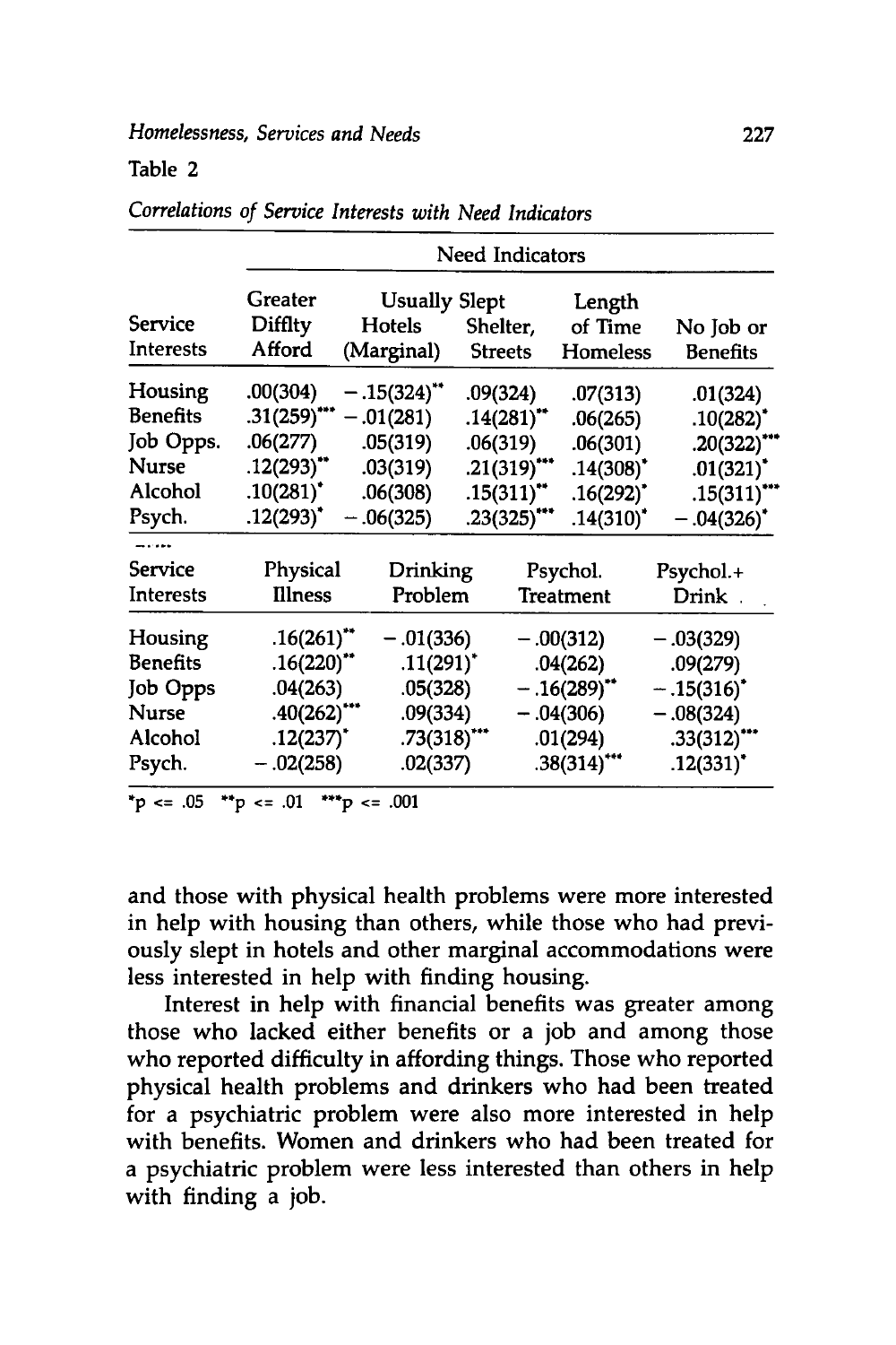Table 2

*Correlations of Service Interests with Need Indicators*

| Service Interests | Greater Difflty Afford | Usually Slept Hotels (Marginal) | Usually Slept Shelter, Streets | Length of Time Homeless | No Job or Benefits |
|---|---|---|---|---|---|
| Housing | .00(304) | −.15(324)** | .09(324) | .07(313) | .01(324) |
| Benefits | .31(259)*** | −.01(281) | .14(281)** | .06(265) | .10(282)* |
| Job Opps. | .06(277) | .05(319) | .06(319) | .06(301) | .20(322)*** |
| Nurse | .12(293)** | .03(319) | .21(319)*** | .14(308)* | .01(321)* |
| Alcohol | .10(281)* | .06(308) | .15(311)** | .16(292)* | .15(311)*** |
| Psych. | .12(293)* | −.06(325) | .23(325)*** | .14(310)* | −.04(326)* |

| Service Interests | Physical Illness | Drinking Problem | Psychol. Treatment | Psychol.+ Drink |
|---|---|---|---|---|
| Housing | .16(261)** | −.01(336) | −.00(312) | −.03(329) |
| Benefits | .16(220)** | .11(291)* | .04(262) | .09(279) |
| Job Opps | .04(263) | .05(328) | −.16(289)** | −.15(316)* |
| Nurse | .40(262)*** | .09(334) | −.04(306) | −.08(324) |
| Alcohol | .12(237)* | .73(318)*** | .01(294) | .33(312)*** |
| Psych. | −.02(258) | .02(337) | .38(314)*** | .12(331)* |

*p <= .05 **p <= .01 ***p <= .001

and those with physical health problems were more interested in help with housing than others, while those who had previously slept in hotels and other marginal accommodations were less interested in help with finding housing.

Interest in help with financial benefits was greater among those who lacked either benefits or a job and among those who reported difficulty in affording things. Those who reported physical health problems and drinkers who had been treated for a psychiatric problem were also more interested in help with benefits. Women and drinkers who had been treated for a psychiatric problem were less interested than others in help with finding a job.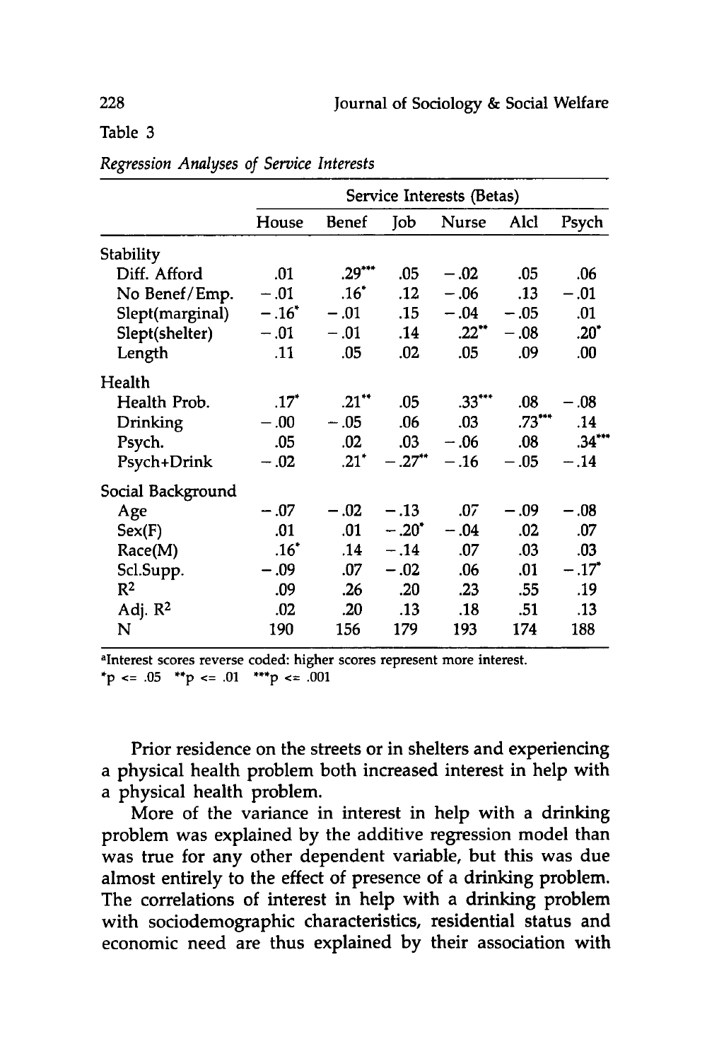Table 3

*Regression Analyses of Service Interests*

| | Service Interests (Betas) | | | | | |
|---|---|---|---|---|---|---|
| | House | Benef | Job | Nurse | Alcl | Psych |
| Stability | | | | | | |
| Diff. Afford | .01 | .29*** | .05 | −.02 | .05 | .06 |
| No Benef/Emp. | −.01 | .16* | .12 | −.06 | .13 | −.01 |
| Slept(marginal) | −.16* | −.01 | .15 | −.04 | −.05 | .01 |
| Slept(shelter) | −.01 | −.01 | .14 | .22** | −.08 | .20* |
| Length | .11 | .05 | .02 | .05 | .09 | .00 |
| Health | | | | | | |
| Health Prob. | .17* | .21** | .05 | .33*** | .08 | −.08 |
| Drinking | −.00 | −.05 | .06 | .03 | .73*** | .14 |
| Psych. | .05 | .02 | .03 | −.06 | .08 | .34*** |
| Psych+Drink | −.02 | .21* | −.27** | −.16 | −.05 | −.14 |
| Social Background | | | | | | |
| Age | −.07 | −.02 | −.13 | .07 | −.09 | −.08 |
| Sex(F) | .01 | .01 | −.20* | −.04 | .02 | .07 |
| Race(M) | .16* | .14 | −.14 | .07 | .03 | .03 |
| Scl.Supp. | −.09 | .07 | −.02 | .06 | .01 | −.17* |
| $R^2$ | .09 | .26 | .20 | .23 | .55 | .19 |
| Adj. $R^2$ | .02 | .20 | .13 | .18 | .51 | .13 |
| N | 190 | 156 | 179 | 193 | 174 | 188 |

[a]Interest scores reverse coded: higher scores represent more interest.
*p <= .05 **p <= .01 ***p <= .001

Prior residence on the streets or in shelters and experiencing a physical health problem both increased interest in help with a physical health problem.

More of the variance in interest in help with a drinking problem was explained by the additive regression model than was true for any other dependent variable, but this was due almost entirely to the effect of presence of a drinking problem. The correlations of interest in help with a drinking problem with sociodemographic characteristics, residential status and economic need are thus explained by their association with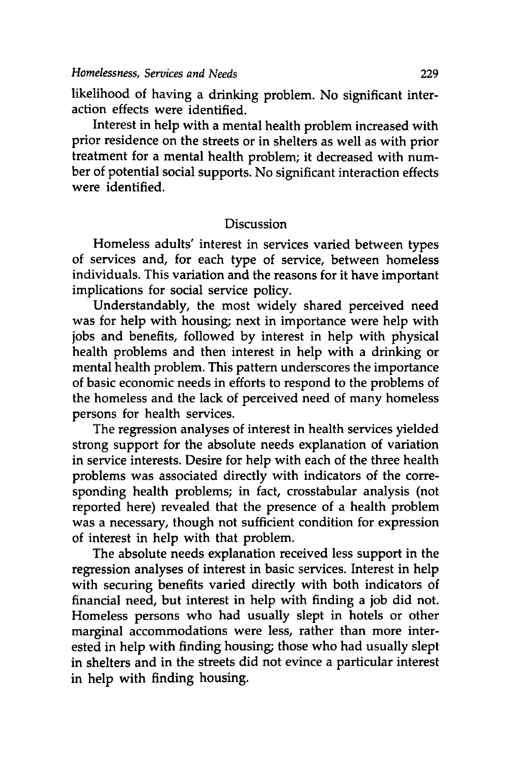likelihood of having a drinking problem. No significant interaction effects were identified.

Interest in help with a mental health problem increased with prior residence on the streets or in shelters as well as with prior treatment for a mental health problem; it decreased with number of potential social supports. No significant interaction effects were identified.

## Discussion

Homeless adults' interest in services varied between types of services and, for each type of service, between homeless individuals. This variation and the reasons for it have important implications for social service policy.

Understandably, the most widely shared perceived need was for help with housing; next in importance were help with jobs and benefits, followed by interest in help with physical health problems and then interest in help with a drinking or mental health problem. This pattern underscores the importance of basic economic needs in efforts to respond to the problems of the homeless and the lack of perceived need of many homeless persons for health services.

The regression analyses of interest in health services yielded strong support for the absolute needs explanation of variation in service interests. Desire for help with each of the three health problems was associated directly with indicators of the corresponding health problems; in fact, crosstabular analysis (not reported here) revealed that the presence of a health problem was a necessary, though not sufficient condition for expression of interest in help with that problem.

The absolute needs explanation received less support in the regression analyses of interest in basic services. Interest in help with securing benefits varied directly with both indicators of financial need, but interest in help with finding a job did not. Homeless persons who had usually slept in hotels or other marginal accommodations were less, rather than more interested in help with finding housing; those who had usually slept in shelters and in the streets did not evince a particular interest in help with finding housing.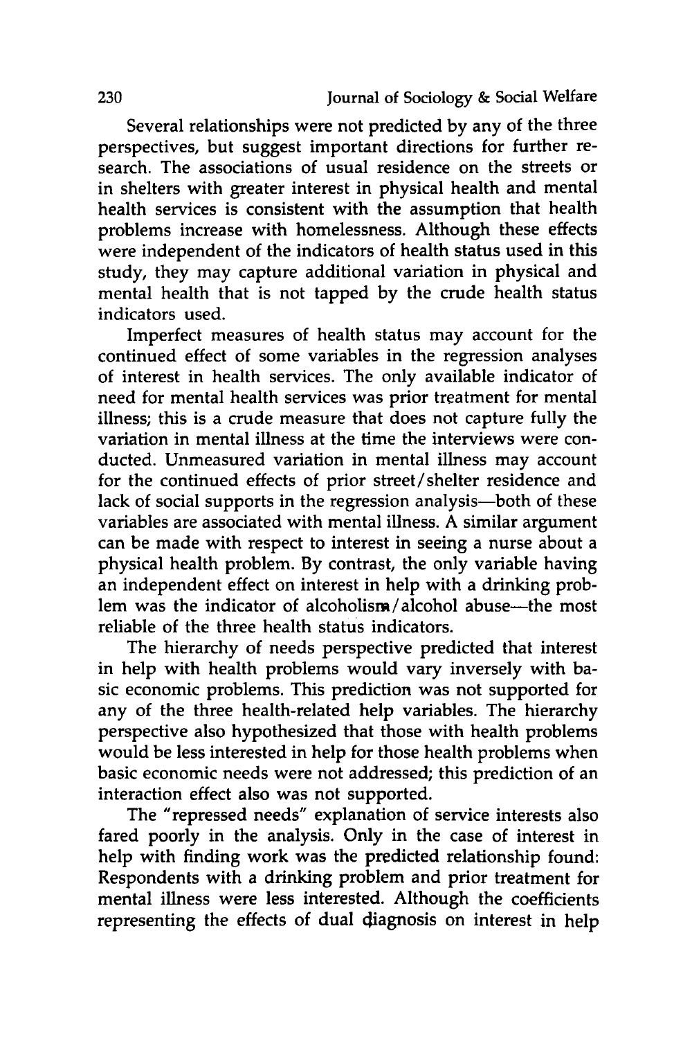Several relationships were not predicted by any of the three perspectives, but suggest important directions for further research. The associations of usual residence on the streets or in shelters with greater interest in physical health and mental health services is consistent with the assumption that health problems increase with homelessness. Although these effects were independent of the indicators of health status used in this study, they may capture additional variation in physical and mental health that is not tapped by the crude health status indicators used.

Imperfect measures of health status may account for the continued effect of some variables in the regression analyses of interest in health services. The only available indicator of need for mental health services was prior treatment for mental illness; this is a crude measure that does not capture fully the variation in mental illness at the time the interviews were conducted. Unmeasured variation in mental illness may account for the continued effects of prior street/shelter residence and lack of social supports in the regression analysis—both of these variables are associated with mental illness. A similar argument can be made with respect to interest in seeing a nurse about a physical health problem. By contrast, the only variable having an independent effect on interest in help with a drinking problem was the indicator of alcoholism/alcohol abuse—the most reliable of the three health status indicators.

The hierarchy of needs perspective predicted that interest in help with health problems would vary inversely with basic economic problems. This prediction was not supported for any of the three health-related help variables. The hierarchy perspective also hypothesized that those with health problems would be less interested in help for those health problems when basic economic needs were not addressed; this prediction of an interaction effect also was not supported.

The "repressed needs" explanation of service interests also fared poorly in the analysis. Only in the case of interest in help with finding work was the predicted relationship found: Respondents with a drinking problem and prior treatment for mental illness were less interested. Although the coefficients representing the effects of dual diagnosis on interest in help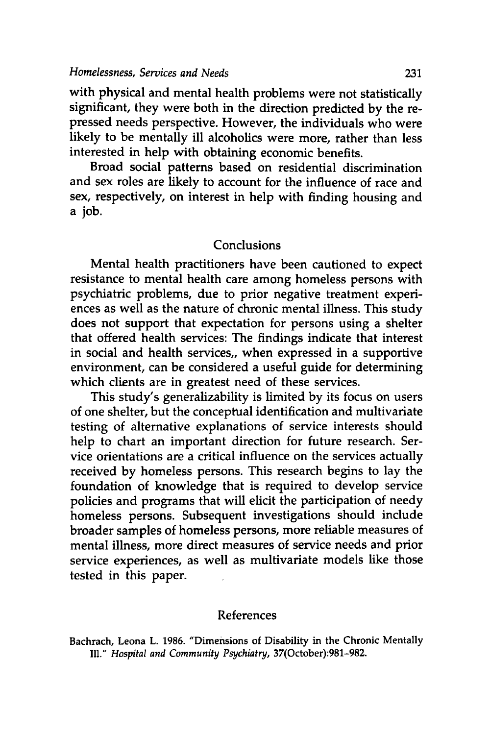with physical and mental health problems were not statistically significant, they were both in the direction predicted by the repressed needs perspective. However, the individuals who were likely to be mentally ill alcoholics were more, rather than less interested in help with obtaining economic benefits.

Broad social patterns based on residential discrimination and sex roles are likely to account for the influence of race and sex, respectively, on interest in help with finding housing and a job.

## Conclusions

Mental health practitioners have been cautioned to expect resistance to mental health care among homeless persons with psychiatric problems, due to prior negative treatment experiences as well as the nature of chronic mental illness. This study does not support that expectation for persons using a shelter that offered health services: The findings indicate that interest in social and health services,, when expressed in a supportive environment, can be considered a useful guide for determining which clients are in greatest need of these services.

This study's generalizability is limited by its focus on users of one shelter, but the conceptual identification and multivariate testing of alternative explanations of service interests should help to chart an important direction for future research. Service orientations are a critical influence on the services actually received by homeless persons. This research begins to lay the foundation of knowledge that is required to develop service policies and programs that will elicit the participation of needy homeless persons. Subsequent investigations should include broader samples of homeless persons, more reliable measures of mental illness, more direct measures of service needs and prior service experiences, as well as multivariate models like those tested in this paper.

## References

Bachrach, Leona L. 1986. "Dimensions of Disability in the Chronic Mentally Ill." *Hospital and Community Psychiatry*, 37(October):981–982.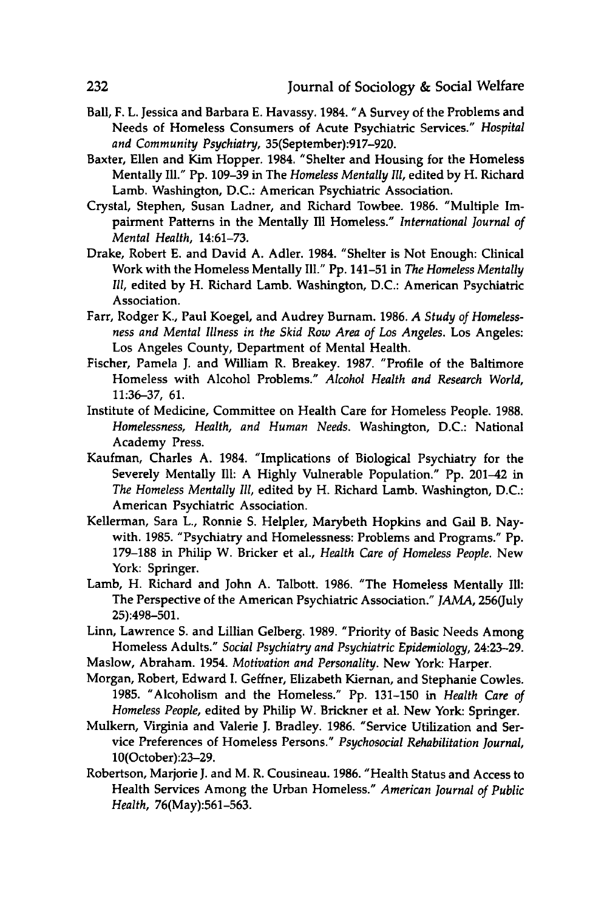Ball, F. L. Jessica and Barbara E. Havassy. 1984. "A Survey of the Problems and Needs of Homeless Consumers of Acute Psychiatric Services." *Hospital and Community Psychiatry*, 35(September):917–920.

Baxter, Ellen and Kim Hopper. 1984. "Shelter and Housing for the Homeless Mentally Ill." Pp. 109–39 in The *Homeless Mentally Ill*, edited by H. Richard Lamb. Washington, D.C.: American Psychiatric Association.

Crystal, Stephen, Susan Ladner, and Richard Towbee. 1986. "Multiple Impairment Patterns in the Mentally Ill Homeless." *International Journal of Mental Health*, 14:61–73.

Drake, Robert E. and David A. Adler. 1984. "Shelter is Not Enough: Clinical Work with the Homeless Mentally Ill." Pp. 141–51 in *The Homeless Mentally Ill*, edited by H. Richard Lamb. Washington, D.C.: American Psychiatric Association.

Farr, Rodger K., Paul Koegel, and Audrey Burnam. 1986. *A Study of Homelessness and Mental Illness in the Skid Row Area of Los Angeles*. Los Angeles: Los Angeles County, Department of Mental Health.

Fischer, Pamela J. and William R. Breakey. 1987. "Profile of the Baltimore Homeless with Alcohol Problems." *Alcohol Health and Research World*, 11:36–37, 61.

Institute of Medicine, Committee on Health Care for Homeless People. 1988. *Homelessness, Health, and Human Needs*. Washington, D.C.: National Academy Press.

Kaufman, Charles A. 1984. "Implications of Biological Psychiatry for the Severely Mentally Ill: A Highly Vulnerable Population." Pp. 201–42 in *The Homeless Mentally Ill*, edited by H. Richard Lamb. Washington, D.C.: American Psychiatric Association.

Kellerman, Sara L., Ronnie S. Helpler, Marybeth Hopkins and Gail B. Naywith. 1985. "Psychiatry and Homelessness: Problems and Programs." Pp. 179–188 in Philip W. Bricker et al., *Health Care of Homeless People*. New York: Springer.

Lamb, H. Richard and John A. Talbott. 1986. "The Homeless Mentally Ill: The Perspective of the American Psychiatric Association." *JAMA*, 256(July 25):498–501.

Linn, Lawrence S. and Lillian Gelberg. 1989. "Priority of Basic Needs Among Homeless Adults." *Social Psychiatry and Psychiatric Epidemiology*, 24:23–29.

Maslow, Abraham. 1954. *Motivation and Personality*. New York: Harper.

Morgan, Robert, Edward I. Geffner, Elizabeth Kiernan, and Stephanie Cowles. 1985. "Alcoholism and the Homeless." Pp. 131–150 in *Health Care of Homeless People*, edited by Philip W. Brickner et al. New York: Springer.

Mulkern, Virginia and Valerie J. Bradley. 1986. "Service Utilization and Service Preferences of Homeless Persons." *Psychosocial Rehabilitation Journal*, 10(October):23–29.

Robertson, Marjorie J. and M. R. Cousineau. 1986. "Health Status and Access to Health Services Among the Urban Homeless." *American Journal of Public Health*, 76(May):561–563.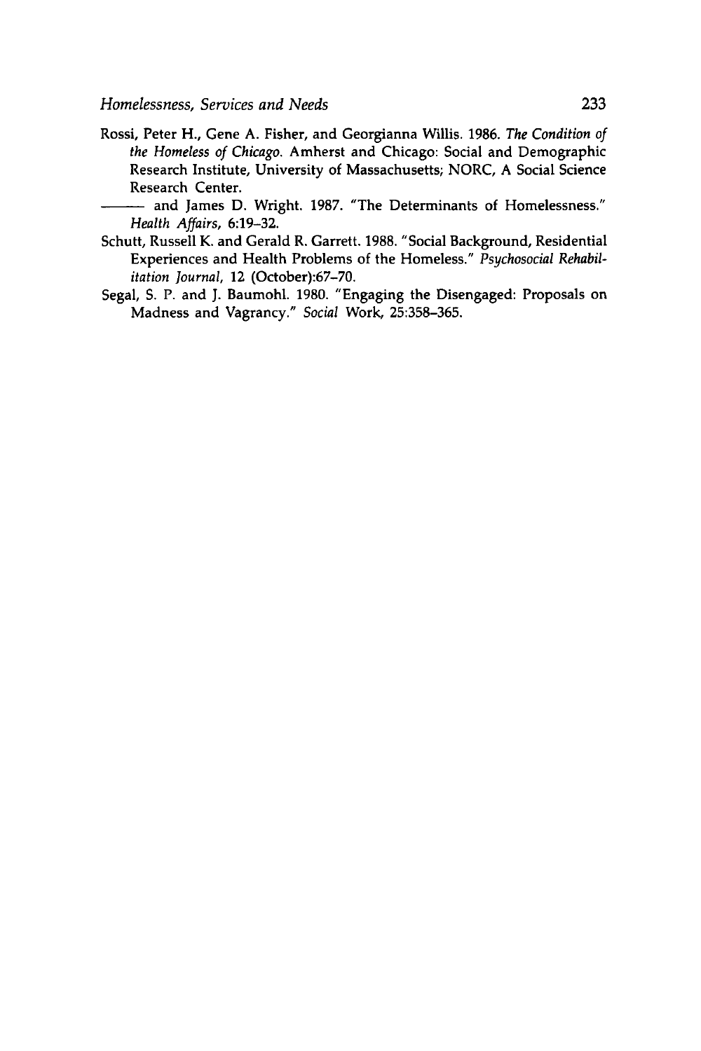Rossi, Peter H., Gene A. Fisher, and Georgianna Willis. 1986. *The Condition of the Homeless of Chicago.* Amherst and Chicago: Social and Demographic Research Institute, University of Massachusetts; NORC, A Social Science Research Center.

——— and James D. Wright. 1987. "The Determinants of Homelessness." *Health Affairs,* 6:19–32.

Schutt, Russell K. and Gerald R. Garrett. 1988. "Social Background, Residential Experiences and Health Problems of the Homeless." *Psychosocial Rehabilitation Journal,* 12 (October):67–70.

Segal, S. P. and J. Baumohl. 1980. "Engaging the Disengaged: Proposals on Madness and Vagrancy." *Social* Work, 25:358–365.